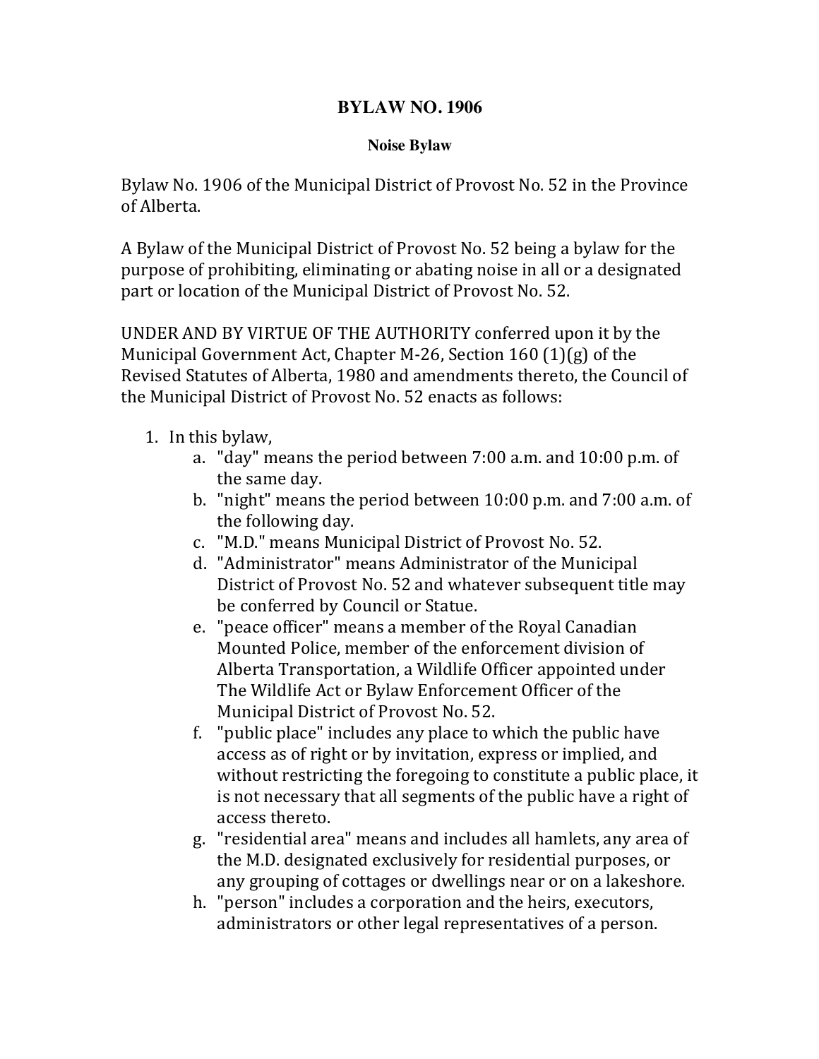# BYLAW NO. 1906

## Noise Bylaw

Bylaw No. 1906 of the Municipal District of Provost No. 52 in the Province of Alberta.

A Bylaw of the Municipal District of Provost No. 52 being a bylaw for the purpose of prohibiting, eliminating or abating noise in all or a designated part or location of the Municipal District of Provost No. 52.

UNDER AND BY VIRTUE OF THE AUTHORITY conferred upon it by the Municipal Government Act, Chapter M-26, Section 160 (1)(g) of the Revised Statutes of Alberta, 1980 and amendments thereto, the Council of the Municipal District of Provost No. 52 enacts as follows:

1. In this bylaw,
    a. "day" means the period between 7:00 a.m. and 10:00 p.m. of the same day.
    b. "night" means the period between 10:00 p.m. and 7:00 a.m. of the following day.
    c. "M.D." means Municipal District of Provost No. 52.
    d. "Administrator" means Administrator of the Municipal District of Provost No. 52 and whatever subsequent title may be conferred by Council or Statue.
    e. "peace officer" means a member of the Royal Canadian Mounted Police, member of the enforcement division of Alberta Transportation, a Wildlife Officer appointed under The Wildlife Act or Bylaw Enforcement Officer of the Municipal District of Provost No. 52.
    f. "public place" includes any place to which the public have access as of right or by invitation, express or implied, and without restricting the foregoing to constitute a public place, it is not necessary that all segments of the public have a right of access thereto.
    g. "residential area" means and includes all hamlets, any area of the M.D. designated exclusively for residential purposes, or any grouping of cottages or dwellings near or on a lakeshore.
    h. "person" includes a corporation and the heirs, executors, administrators or other legal representatives of a person.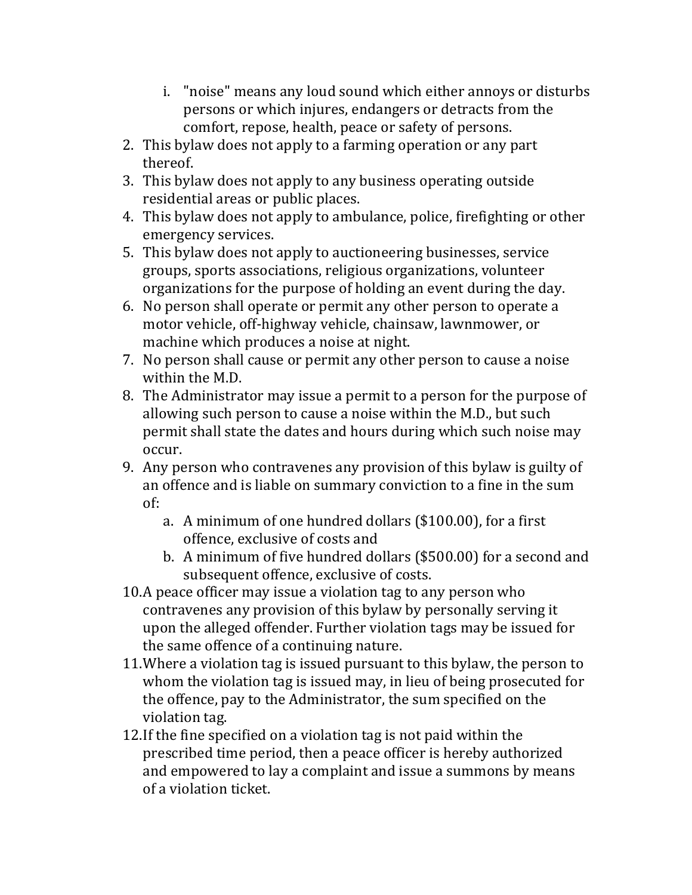i. "noise" means any loud sound which either annoys or disturbs persons or which injures, endangers or detracts from the comfort, repose, health, peace or safety of persons.

2. This bylaw does not apply to a farming operation or any part thereof.
3. This bylaw does not apply to any business operating outside residential areas or public places.
4. This bylaw does not apply to ambulance, police, firefighting or other emergency services.
5. This bylaw does not apply to auctioneering businesses, service groups, sports associations, religious organizations, volunteer organizations for the purpose of holding an event during the day.
6. No person shall operate or permit any other person to operate a motor vehicle, off-highway vehicle, chainsaw, lawnmower, or machine which produces a noise at night.
7. No person shall cause or permit any other person to cause a noise within the M.D.
8. The Administrator may issue a permit to a person for the purpose of allowing such person to cause a noise within the M.D., but such permit shall state the dates and hours during which such noise may occur.
9. Any person who contravenes any provision of this bylaw is guilty of an offence and is liable on summary conviction to a fine in the sum of:
   a. A minimum of one hundred dollars ($100.00), for a first offence, exclusive of costs and
   b. A minimum of five hundred dollars ($500.00) for a second and subsequent offence, exclusive of costs.
10. A peace officer may issue a violation tag to any person who contravenes any provision of this bylaw by personally serving it upon the alleged offender. Further violation tags may be issued for the same offence of a continuing nature.
11. Where a violation tag is issued pursuant to this bylaw, the person to whom the violation tag is issued may, in lieu of being prosecuted for the offence, pay to the Administrator, the sum specified on the violation tag.
12. If the fine specified on a violation tag is not paid within the prescribed time period, then a peace officer is hereby authorized and empowered to lay a complaint and issue a summons by means of a violation ticket.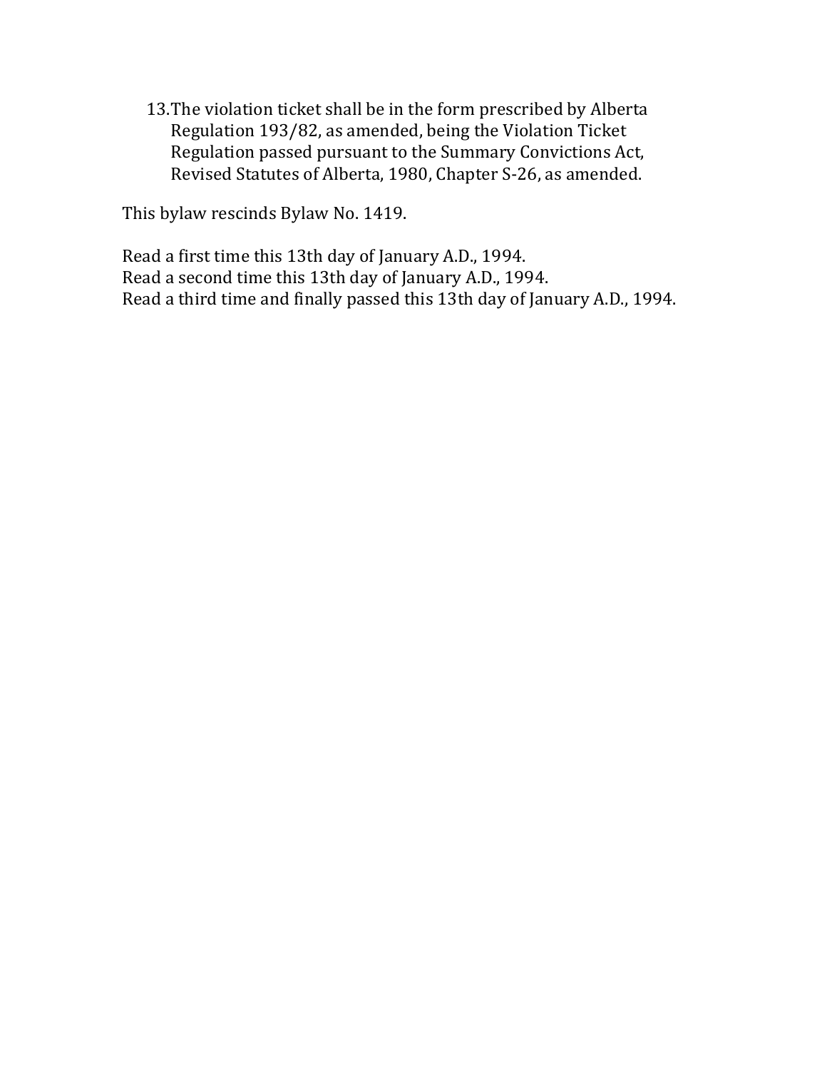13. The violation ticket shall be in the form prescribed by Alberta Regulation 193/82, as amended, being the Violation Ticket Regulation passed pursuant to the Summary Convictions Act, Revised Statutes of Alberta, 1980, Chapter S-26, as amended.

This bylaw rescinds Bylaw No. 1419.

Read a first time this 13th day of January A.D., 1994.
Read a second time this 13th day of January A.D., 1994.
Read a third time and finally passed this 13th day of January A.D., 1994.